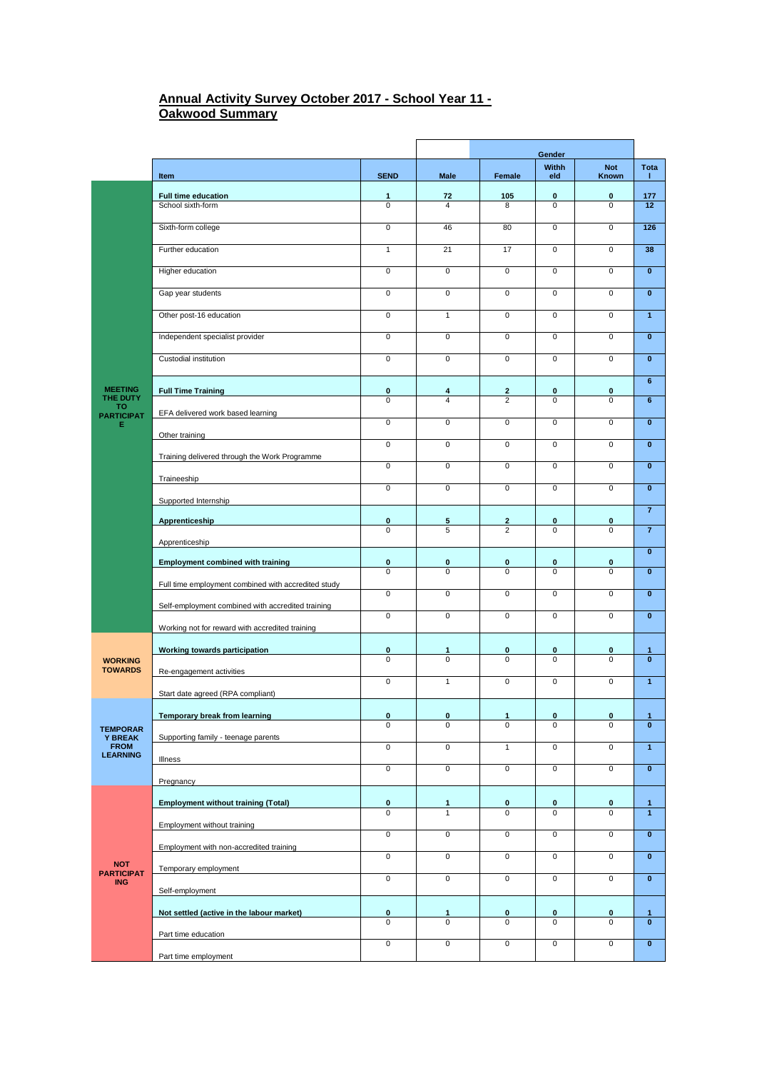## Annual Activity Survey October 2017 - School Year 11 - Oakwood Summary

| | Item | SEND | Gender | | | | Total |
|---|---|---|---|---|---|---|---|
| | | | Male | Female | Withheld | Not Known | |
| MEETING THE DUTY TO PARTICIPATE | **Full time education** | **1** | **72** | **105** | **0** | **0** | **177** |
| | School sixth-form | 0 | 4 | 8 | 0 | 0 | **12** |
| | Sixth-form college | 0 | 46 | 80 | 0 | 0 | **126** |
| | Further education | 1 | 21 | 17 | 0 | 0 | **38** |
| | Higher education | 0 | 0 | 0 | 0 | 0 | **0** |
| | Gap year students | 0 | 0 | 0 | 0 | 0 | **0** |
| | Other post-16 education | 0 | 1 | 0 | 0 | 0 | **1** |
| | Independent specialist provider | 0 | 0 | 0 | 0 | 0 | **0** |
| | Custodial institution | 0 | 0 | 0 | 0 | 0 | **0** |
| | **Full Time Training** | **0** | **4** | **2** | **0** | **0** | **6** |
| | EFA delivered work based learning | 0 | 4 | 2 | 0 | 0 | **6** |
| | Other training | 0 | 0 | 0 | 0 | 0 | **0** |
| | Training delivered through the Work Programme | 0 | 0 | 0 | 0 | 0 | **0** |
| | Traineeship | 0 | 0 | 0 | 0 | 0 | **0** |
| | Supported Internship | 0 | 0 | 0 | 0 | 0 | **0** |
| | **Apprenticeship** | **0** | **5** | **2** | **0** | **0** | **7** |
| | Apprenticeship | 0 | 5 | 2 | 0 | 0 | **7** |
| | **Employment combined with training** | **0** | **0** | **0** | **0** | **0** | **0** |
| | Full time employment combined with accredited study | 0 | 0 | 0 | 0 | 0 | **0** |
| | Self-employment combined with accredited training | 0 | 0 | 0 | 0 | 0 | **0** |
| | Working not for reward with accredited training | 0 | 0 | 0 | 0 | 0 | **0** |
| WORKING TOWARDS | **Working towards participation** | **0** | **1** | **0** | **0** | **0** | **1** |
| | Re-engagement activities | 0 | 0 | 0 | 0 | 0 | **0** |
| | Start date agreed (RPA compliant) | 0 | 1 | 0 | 0 | 0 | **1** |
| TEMPORARY BREAK FROM LEARNING | **Temporary break from learning** | **0** | **0** | **1** | **0** | **0** | **1** |
| | Supporting family - teenage parents | 0 | 0 | 0 | 0 | 0 | **0** |
| | Illness | 0 | 0 | 1 | 0 | 0 | **1** |
| | Pregnancy | 0 | 0 | 0 | 0 | 0 | **0** |
| NOT PARTICIPATING | **Employment without training (Total)** | **0** | **1** | **0** | **0** | **0** | **1** |
| | Employment without training | 0 | 1 | 0 | 0 | 0 | **1** |
| | Employment with non-accredited training | 0 | 0 | 0 | 0 | 0 | **0** |
| | Temporary employment | 0 | 0 | 0 | 0 | 0 | **0** |
| | Self-employment | 0 | 0 | 0 | 0 | 0 | **0** |
| | **Not settled (active in the labour market)** | **0** | **1** | **0** | **0** | **0** | **1** |
| | Part time education | 0 | 0 | 0 | 0 | 0 | **0** |
| | Part time employment | 0 | 0 | 0 | 0 | 0 | **0** |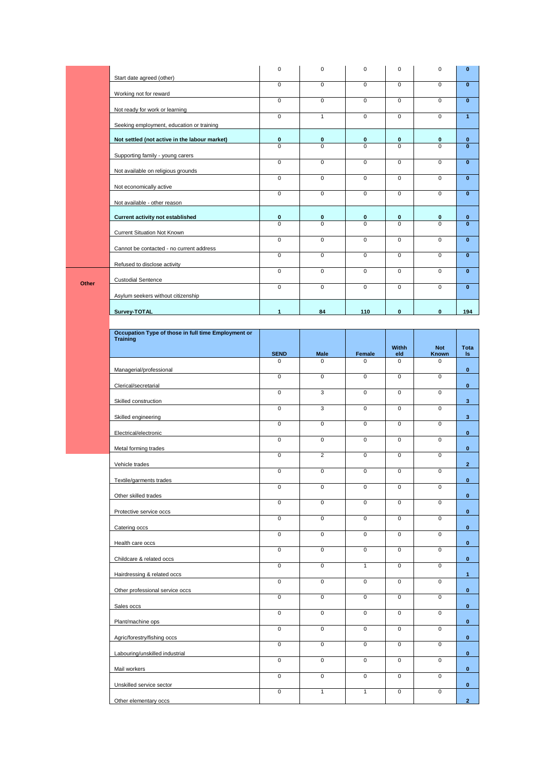| | | | | | | |
|---|---|---|---|---|---|---|
| | Start date agreed (other) | 0 | 0 | 0 | 0 | 0 | **0** |
| | Working not for reward | 0 | 0 | 0 | 0 | 0 | **0** |
| | Not ready for work or learning | 0 | 0 | 0 | 0 | 0 | **0** |
| | Seeking employment, education or training | 0 | 1 | 0 | 0 | 0 | **1** |
| | **Not settled (not active in the labour market)** | **0** | **0** | **0** | **0** | **0** | **0** |
| | Supporting family - young carers | 0 | 0 | 0 | 0 | 0 | **0** |
| | Not available on religious grounds | 0 | 0 | 0 | 0 | 0 | **0** |
| | Not economically active | 0 | 0 | 0 | 0 | 0 | **0** |
| | Not available - other reason | 0 | 0 | 0 | 0 | 0 | **0** |
| | **Current activity not established** | **0** | **0** | **0** | **0** | **0** | **0** |
| | Current Situation Not Known | 0 | 0 | 0 | 0 | 0 | **0** |
| | Cannot be contacted - no current address | 0 | 0 | 0 | 0 | 0 | **0** |
| | Refused to disclose activity | 0 | 0 | 0 | 0 | 0 | **0** |
| **Other** | Custodial Sentence | 0 | 0 | 0 | 0 | 0 | **0** |
| | Asylum seekers without citizenship | 0 | 0 | 0 | 0 | 0 | **0** |
| | **Survey-TOTAL** | **1** | **84** | **110** | **0** | **0** | **194** |

| **Occupation Type of those in full time Employment or Training** | **SEND** | **Male** | **Female** | **Withheld** | **Not Known** | **Totals** |
|---|---|---|---|---|---|---|
| Managerial/professional | 0 | 0 | 0 | 0 | 0 | **0** |
| Clerical/secretarial | 0 | 0 | 0 | 0 | 0 | **0** |
| Skilled construction | 0 | 3 | 0 | 0 | 0 | **3** |
| Skilled engineering | 0 | 3 | 0 | 0 | 0 | **3** |
| Electrical/electronic | 0 | 0 | 0 | 0 | 0 | **0** |
| Metal forming trades | 0 | 0 | 0 | 0 | 0 | **0** |
| Vehicle trades | 0 | 2 | 0 | 0 | 0 | **2** |
| Textile/garments trades | 0 | 0 | 0 | 0 | 0 | **0** |
| Other skilled trades | 0 | 0 | 0 | 0 | 0 | **0** |
| Protective service occs | 0 | 0 | 0 | 0 | 0 | **0** |
| Catering occs | 0 | 0 | 0 | 0 | 0 | **0** |
| Health care occs | 0 | 0 | 0 | 0 | 0 | **0** |
| Childcare & related occs | 0 | 0 | 0 | 0 | 0 | **0** |
| Hairdressing & related occs | 0 | 0 | 1 | 0 | 0 | **1** |
| Other professional service occs | 0 | 0 | 0 | 0 | 0 | **0** |
| Sales occs | 0 | 0 | 0 | 0 | 0 | **0** |
| Plant/machine ops | 0 | 0 | 0 | 0 | 0 | **0** |
| Agric/forestry/fishing occs | 0 | 0 | 0 | 0 | 0 | **0** |
| Labouring/unskilled industrial | 0 | 0 | 0 | 0 | 0 | **0** |
| Mail workers | 0 | 0 | 0 | 0 | 0 | **0** |
| Unskilled service sector | 0 | 0 | 0 | 0 | 0 | **0** |
| Other elementary occs | 0 | 1 | 1 | 0 | 0 | **2** |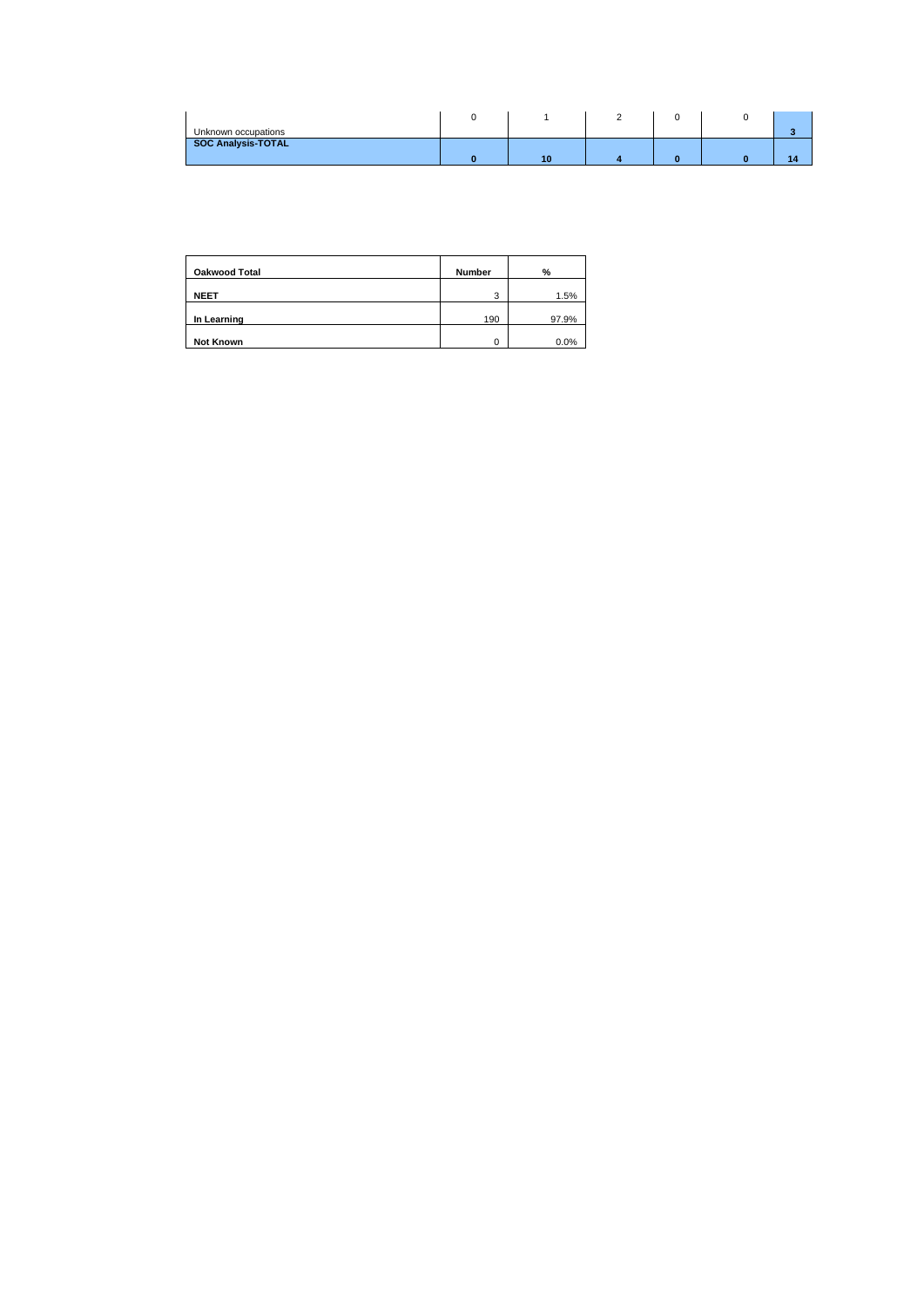| | | | | | | |
|---|---|---|---|---|---|---|
| Unknown occupations | 0 | 1 | 2 | 0 | 0 | **3** |
| **SOC Analysis-TOTAL** | **0** | **10** | **4** | **0** | **0** | **14** |

| **Oakwood Total** | **Number** | **%** |
|---|---|---|
| **NEET** | 3 | 1.5% |
| **In Learning** | 190 | 97.9% |
| **Not Known** | 0 | 0.0% |